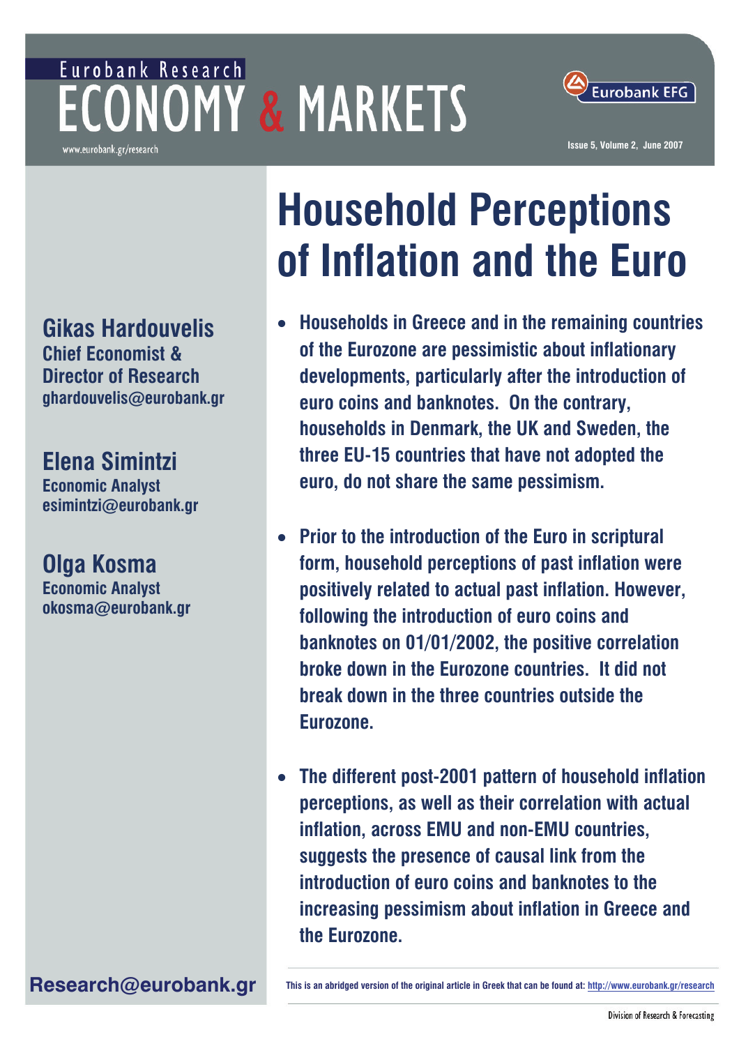Eurobank Research

# ECONOMY & MARKETS

www.eurobank.gr/research

Eurobank EFG

Issue 5, Volume 2, June 2007

# Household Perceptions of Inflation and the Euro

**Gikas Hardouvelis**
**Chief Economist & Director of Research**
**ghardouvelis@eurobank.gr**

**Elena Simintzi**
**Economic Analyst**
**esimintzi@eurobank.gr**

**Olga Kosma**
**Economic Analyst**
**okosma@eurobank.gr**

- **Households in Greece and in the remaining countries of the Eurozone are pessimistic about inflationary developments, particularly after the introduction of euro coins and banknotes. On the contrary, households in Denmark, the UK and Sweden, the three EU-15 countries that have not adopted the euro, do not share the same pessimism.**

- **Prior to the introduction of the Euro in scriptural form, household perceptions of past inflation were positively related to actual past inflation. However, following the introduction of euro coins and banknotes on 01/01/2002, the positive correlation broke down in the Eurozone countries. It did not break down in the three countries outside the Eurozone.**

- **The different post-2001 pattern of household inflation perceptions, as well as their correlation with actual inflation, across EMU and non-EMU countries, suggests the presence of causal link from the introduction of euro coins and banknotes to the increasing pessimism about inflation in Greece and the Eurozone.**

**Research@eurobank.gr**

This is an abridged version of the original article in Greek that can be found at: http://www.eurobank.gr/research

Division of Research & Forecasting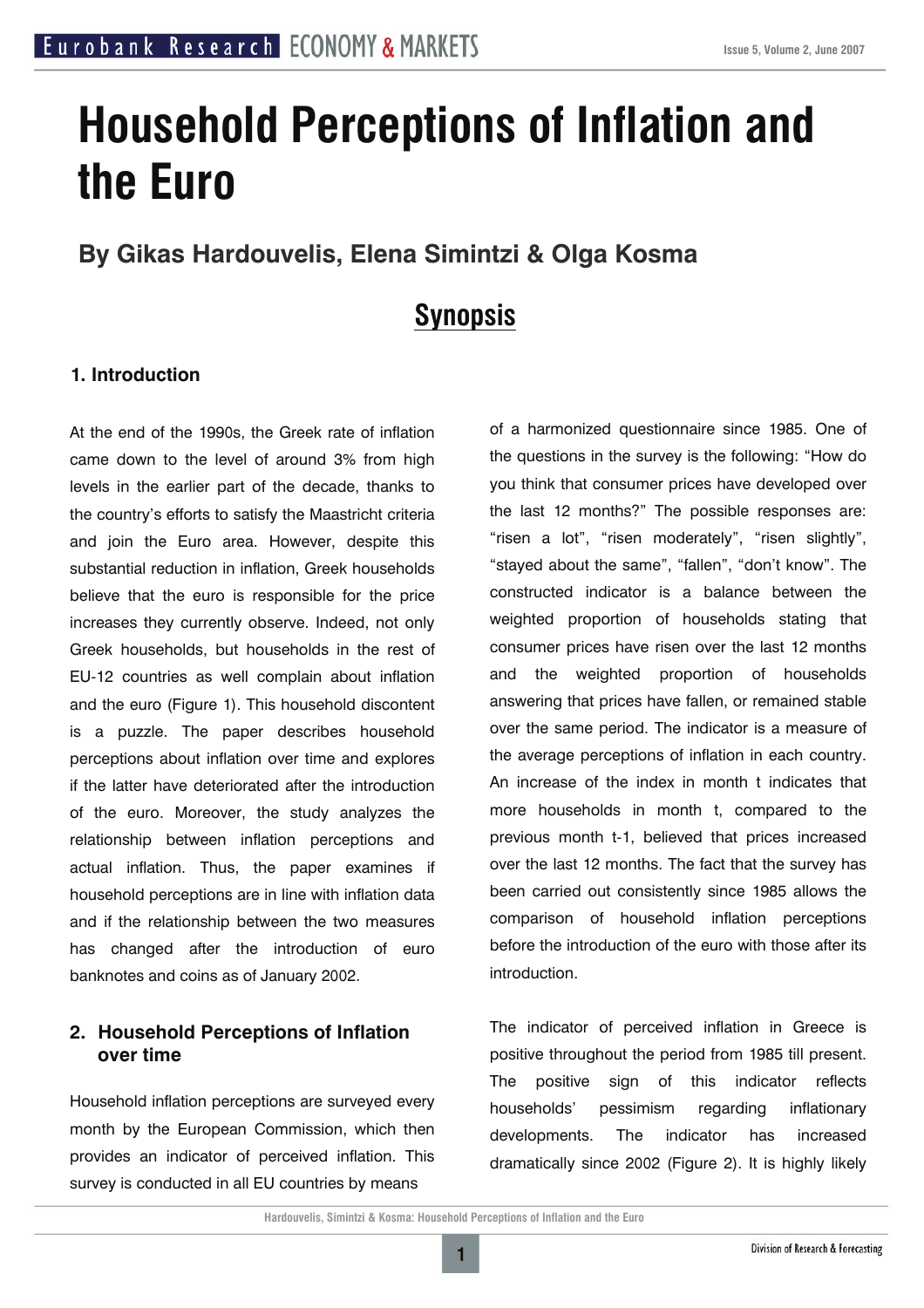# Household Perceptions of Inflation and the Euro

## By Gikas Hardouvelis, Elena Simintzi & Olga Kosma

## Synopsis

### 1. Introduction

At the end of the 1990s, the Greek rate of inflation came down to the level of around 3% from high levels in the earlier part of the decade, thanks to the country's efforts to satisfy the Maastricht criteria and join the Euro area. However, despite this substantial reduction in inflation, Greek households believe that the euro is responsible for the price increases they currently observe. Indeed, not only Greek households, but households in the rest of EU-12 countries as well complain about inflation and the euro (Figure 1). This household discontent is a puzzle. The paper describes household perceptions about inflation over time and explores if the latter have deteriorated after the introduction of the euro. Moreover, the study analyzes the relationship between inflation perceptions and actual inflation. Thus, the paper examines if household perceptions are in line with inflation data and if the relationship between the two measures has changed after the introduction of euro banknotes and coins as of January 2002.

### 2. Household Perceptions of Inflation over time

Household inflation perceptions are surveyed every month by the European Commission, which then provides an indicator of perceived inflation. This survey is conducted in all EU countries by means of a harmonized questionnaire since 1985. One of the questions in the survey is the following: "How do you think that consumer prices have developed over the last 12 months?" The possible responses are: "risen a lot", "risen moderately", "risen slightly", "stayed about the same", "fallen", "don't know". The constructed indicator is a balance between the weighted proportion of households stating that consumer prices have risen over the last 12 months and the weighted proportion of households answering that prices have fallen, or remained stable over the same period. The indicator is a measure of the average perceptions of inflation in each country. An increase of the index in month t indicates that more households in month t, compared to the previous month t-1, believed that prices increased over the last 12 months. The fact that the survey has been carried out consistently since 1985 allows the comparison of household inflation perceptions before the introduction of the euro with those after its introduction.

The indicator of perceived inflation in Greece is positive throughout the period from 1985 till present. The positive sign of this indicator reflects households' pessimism regarding inflationary developments. The indicator has increased dramatically since 2002 (Figure 2). It is highly likely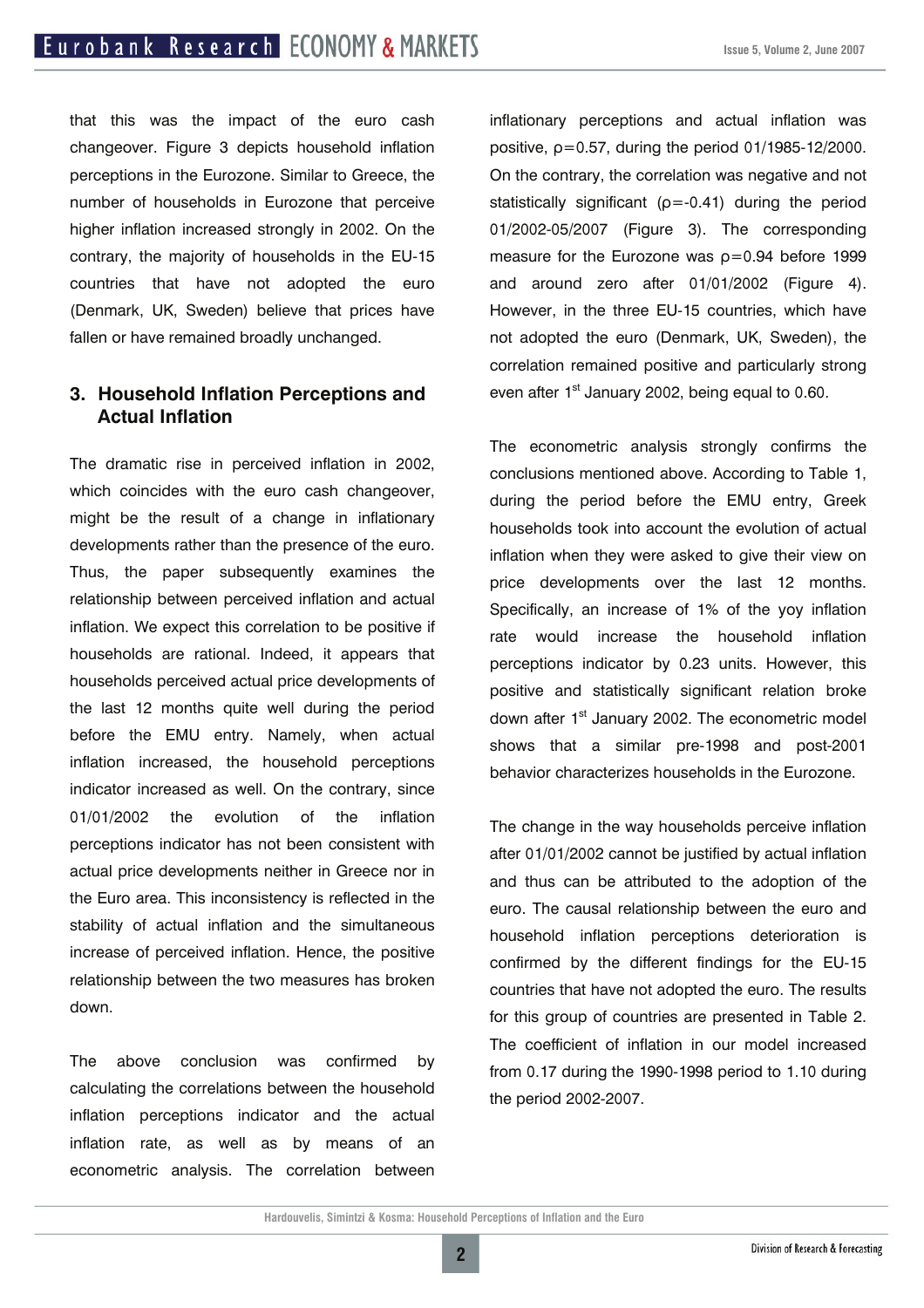that this was the impact of the euro cash changeover. Figure 3 depicts household inflation perceptions in the Eurozone. Similar to Greece, the number of households in Eurozone that perceive higher inflation increased strongly in 2002. On the contrary, the majority of households in the EU-15 countries that have not adopted the euro (Denmark, UK, Sweden) believe that prices have fallen or have remained broadly unchanged.

## 3. Household Inflation Perceptions and Actual Inflation

The dramatic rise in perceived inflation in 2002, which coincides with the euro cash changeover, might be the result of a change in inflationary developments rather than the presence of the euro. Thus, the paper subsequently examines the relationship between perceived inflation and actual inflation. We expect this correlation to be positive if households are rational. Indeed, it appears that households perceived actual price developments of the last 12 months quite well during the period before the EMU entry. Namely, when actual inflation increased, the household perceptions indicator increased as well. On the contrary, since 01/01/2002 the evolution of the inflation perceptions indicator has not been consistent with actual price developments neither in Greece nor in the Euro area. This inconsistency is reflected in the stability of actual inflation and the simultaneous increase of perceived inflation. Hence, the positive relationship between the two measures has broken down.

The above conclusion was confirmed by calculating the correlations between the household inflation perceptions indicator and the actual inflation rate, as well as by means of an econometric analysis. The correlation between inflationary perceptions and actual inflation was positive, $\rho=0.57$, during the period 01/1985-12/2000. On the contrary, the correlation was negative and not statistically significant ($\rho=-0.41$) during the period 01/2002-05/2007 (Figure 3). The corresponding measure for the Eurozone was $\rho=0.94$ before 1999 and around zero after 01/01/2002 (Figure 4). However, in the three EU-15 countries, which have not adopted the euro (Denmark, UK, Sweden), the correlation remained positive and particularly strong even after 1st January 2002, being equal to 0.60.

The econometric analysis strongly confirms the conclusions mentioned above. According to Table 1, during the period before the EMU entry, Greek households took into account the evolution of actual inflation when they were asked to give their view on price developments over the last 12 months. Specifically, an increase of 1% of the yoy inflation rate would increase the household inflation perceptions indicator by 0.23 units. However, this positive and statistically significant relation broke down after 1st January 2002. The econometric model shows that a similar pre-1998 and post-2001 behavior characterizes households in the Eurozone.

The change in the way households perceive inflation after 01/01/2002 cannot be justified by actual inflation and thus can be attributed to the adoption of the euro. The causal relationship between the euro and household inflation perceptions deterioration is confirmed by the different findings for the EU-15 countries that have not adopted the euro. The results for this group of countries are presented in Table 2. The coefficient of inflation in our model increased from 0.17 during the 1990-1998 period to 1.10 during the period 2002-2007.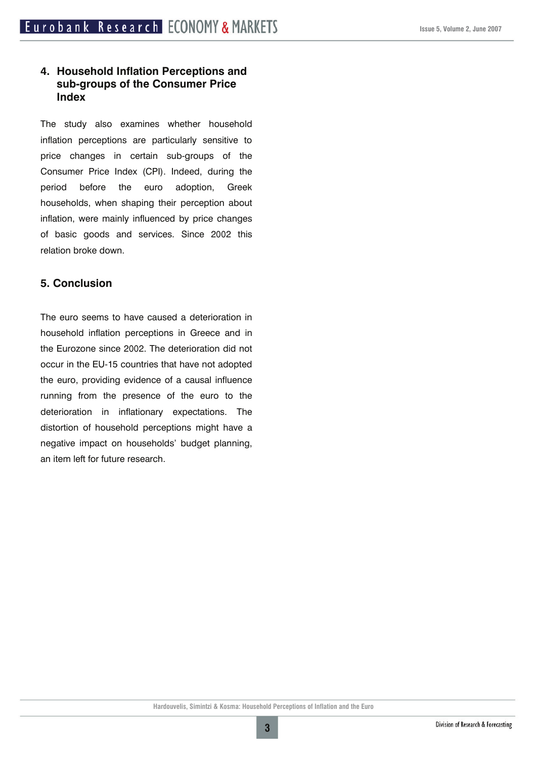## 4. Household Inflation Perceptions and sub-groups of the Consumer Price Index

The study also examines whether household inflation perceptions are particularly sensitive to price changes in certain sub-groups of the Consumer Price Index (CPI). Indeed, during the period before the euro adoption, Greek households, when shaping their perception about inflation, were mainly influenced by price changes of basic goods and services. Since 2002 this relation broke down.

## 5. Conclusion

The euro seems to have caused a deterioration in household inflation perceptions in Greece and in the Eurozone since 2002. The deterioration did not occur in the EU-15 countries that have not adopted the euro, providing evidence of a causal influence running from the presence of the euro to the deterioration in inflationary expectations. The distortion of household perceptions might have a negative impact on households' budget planning, an item left for future research.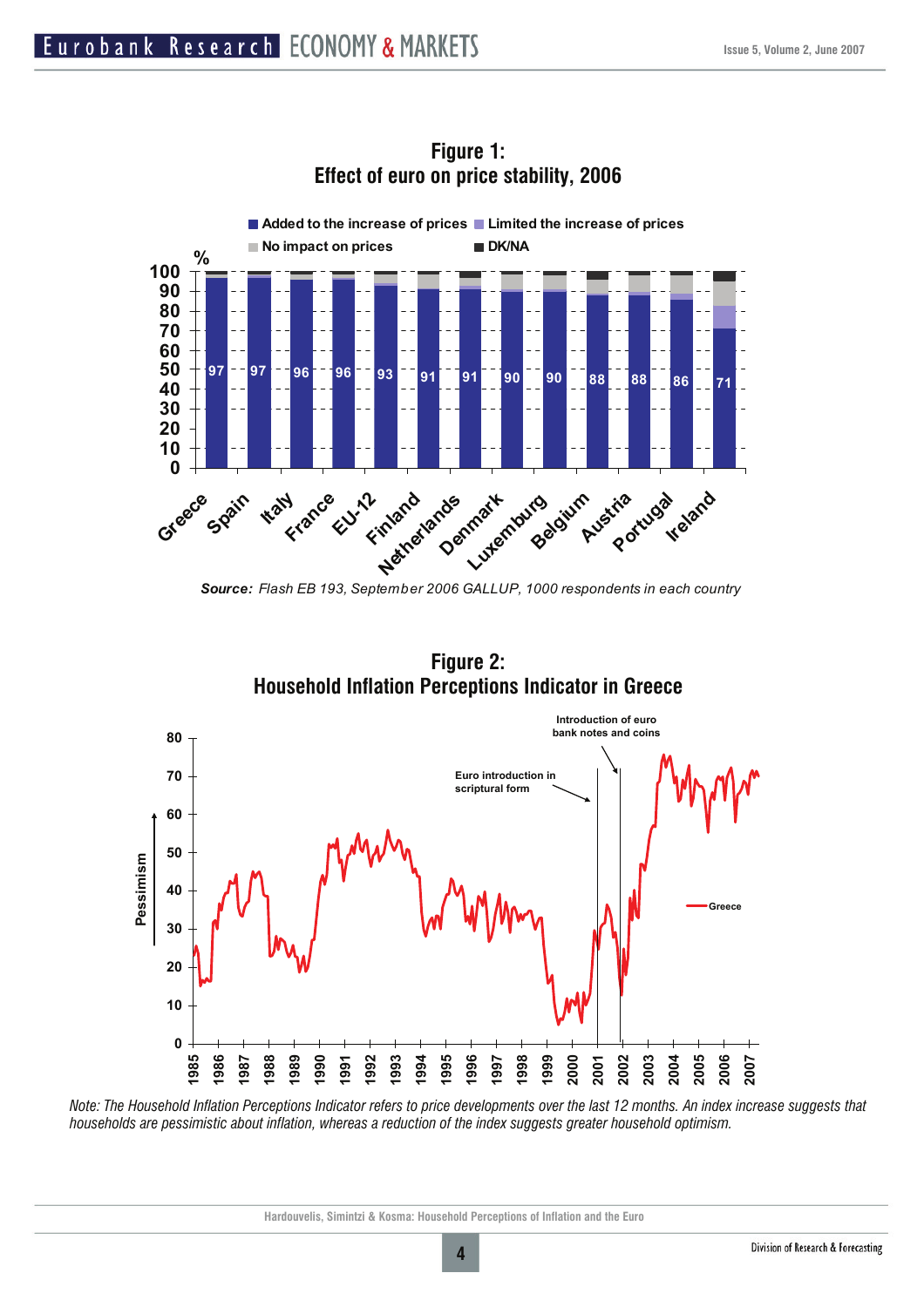**Figure 1:**
**Effect of euro on price stability, 2006**

| Country | Added to the increase of prices (%) |
|---|---|
| Greece | 97 |
| Spain | 97 |
| Italy | 96 |
| France | 96 |
| EU-12 | 93 |
| Finland | 91 |
| Netherlands | 91 |
| Denmark | 90 |
| Luxemburg | 90 |
| Belgium | 88 |
| Austria | 88 |
| Portugal | 86 |
| Ireland | 71 |

***Source:*** *Flash EB 193, September 2006 GALLUP, 1000 respondents in each country*

**Figure 2:**
**Household Inflation Perceptions Indicator in Greece**

*Note: The Household Inflation Perceptions Indicator refers to price developments over the last 12 months. An index increase suggests that households are pessimistic about inflation, whereas a reduction of the index suggests greater household optimism.*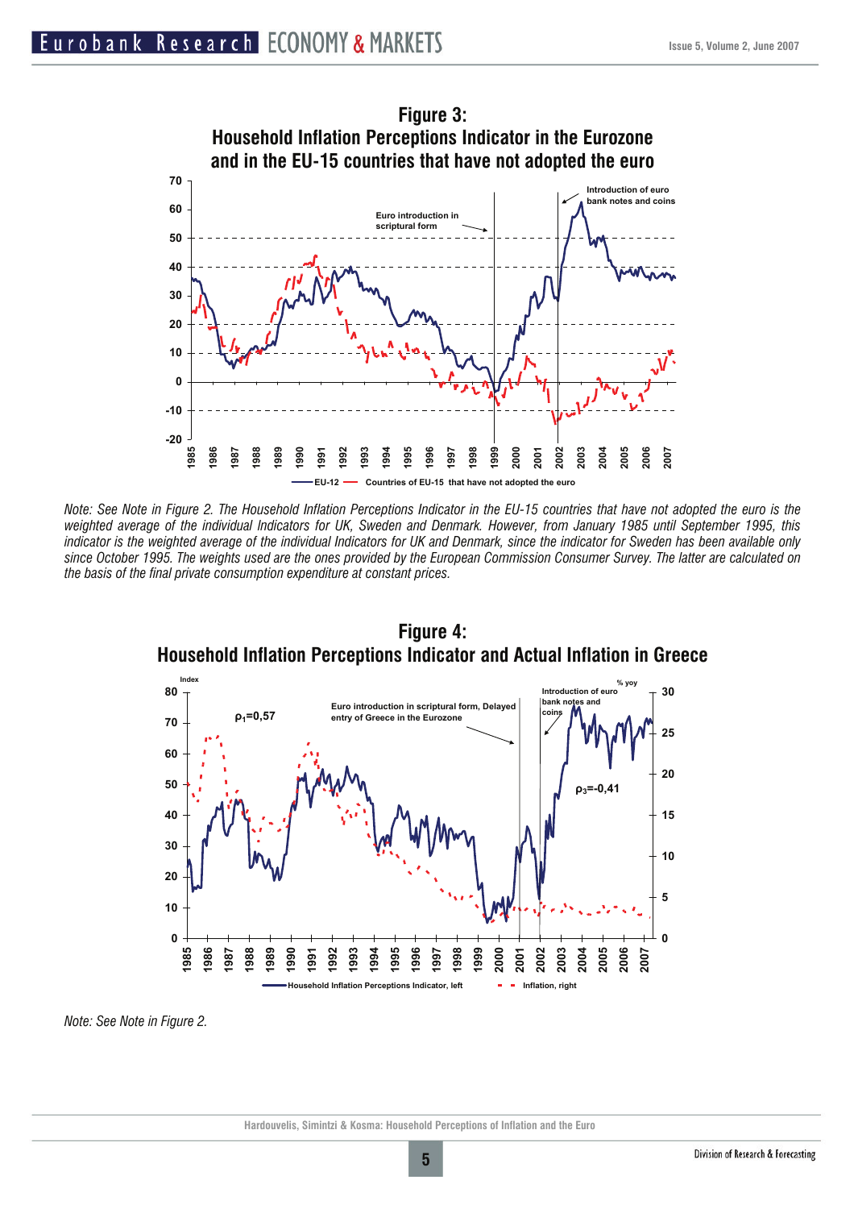**Figure 3:**
**Household Inflation Perceptions Indicator in the Eurozone and in the EU-15 countries that have not adopted the euro**

*Note: See Note in Figure 2. The Household Inflation Perceptions Indicator in the EU-15 countries that have not adopted the euro is the weighted average of the individual Indicators for UK, Sweden and Denmark. However, from January 1985 until September 1995, this indicator is the weighted average of the individual Indicators for UK and Denmark, since the indicator for Sweden has been available only since October 1995. The weights used are the ones provided by the European Commission Consumer Survey. The latter are calculated on the basis of the final private consumption expenditure at constant prices.*

**Figure 4:**
**Household Inflation Perceptions Indicator and Actual Inflation in Greece**

*Note: See Note in Figure 2.*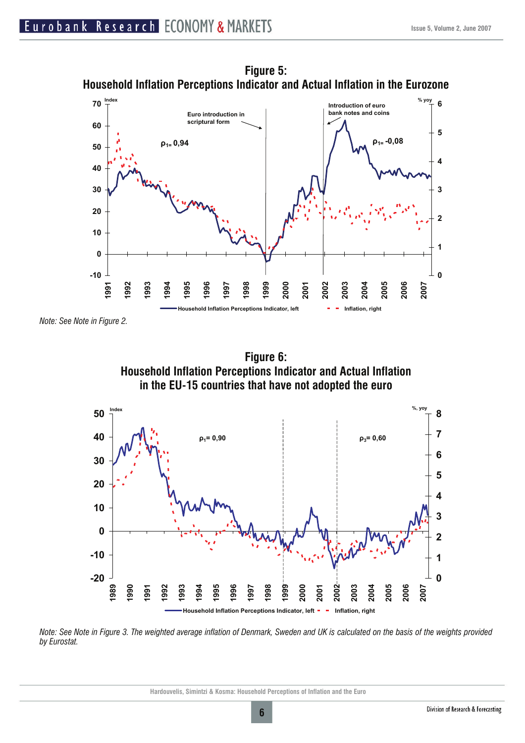**Figure 5:**
**Household Inflation Perceptions Indicator and Actual Inflation in the Eurozone**

*Note: See Note in Figure 2.*

**Figure 6:**
**Household Inflation Perceptions Indicator and Actual Inflation in the EU-15 countries that have not adopted the euro**

*Note: See Note in Figure 3. The weighted average inflation of Denmark, Sweden and UK is calculated on the basis of the weights provided by Eurostat.*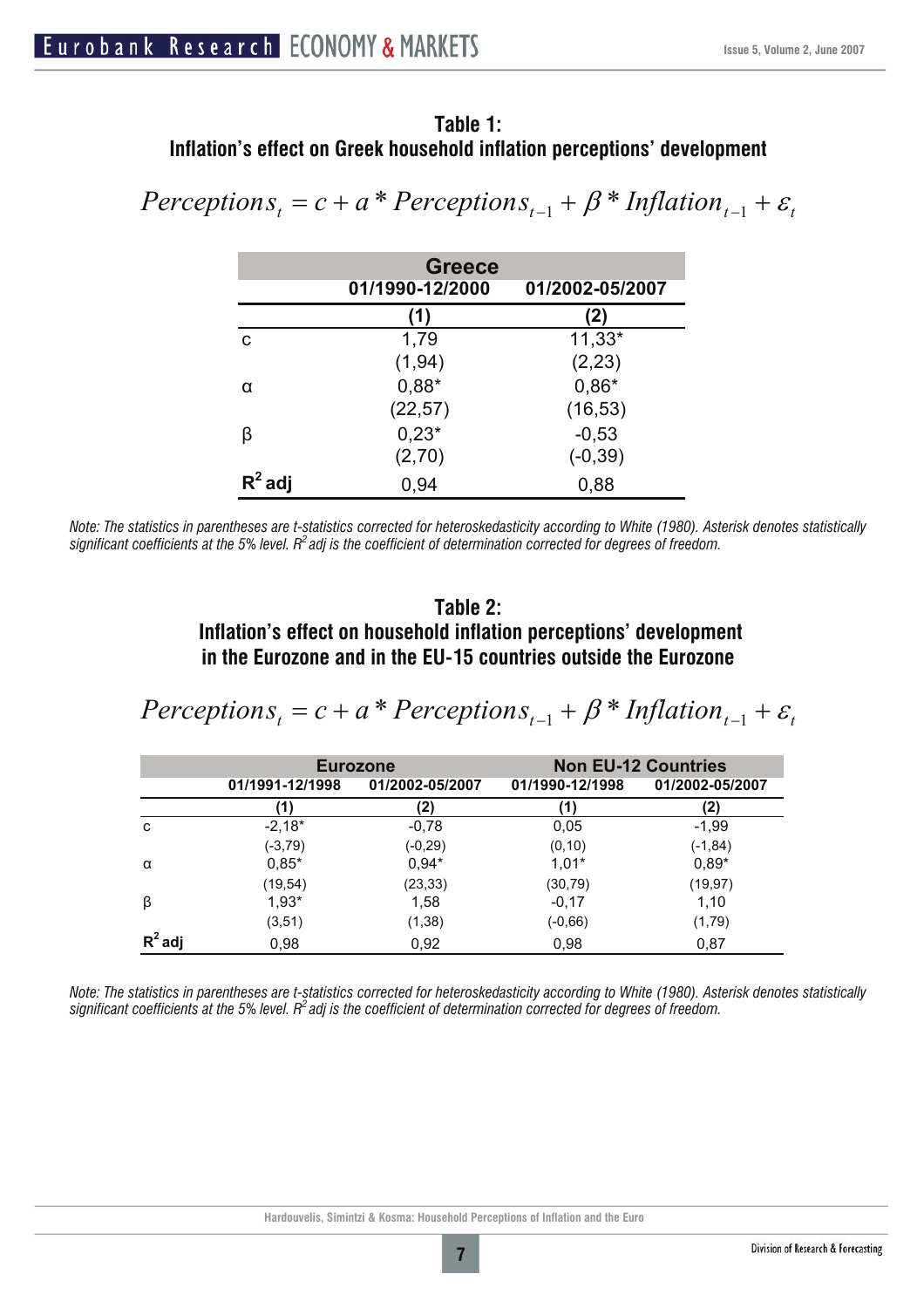**Table 1:**
**Inflation's effect on Greek household inflation perceptions' development**

$$Perceptions_t = c + a * Perceptions_{t-1} + \beta * Inflation_{t-1} + \varepsilon_t$$

| | Greece | |
|---|---|---|
| | 01/1990-12/2000 | 01/2002-05/2007 |
| | (1) | (2) |
| c | 1,79 | 11,33* |
| | (1,94) | (2,23) |
| α | 0,88* | 0,86* |
| | (22,57) | (16,53) |
| β | 0,23* | -0,53 |
| | (2,70) | (-0,39) |
| $R^2$ adj | 0,94 | 0,88 |

*Note: The statistics in parentheses are t-statistics corrected for heteroskedasticity according to White (1980). Asterisk denotes statistically significant coefficients at the 5% level. $R^2$ adj is the coefficient of determination corrected for degrees of freedom.*

**Table 2:**
**Inflation's effect on household inflation perceptions' development in the Eurozone and in the EU-15 countries outside the Eurozone**

$$Perceptions_t = c + a * Perceptions_{t-1} + \beta * Inflation_{t-1} + \varepsilon_t$$

| | Eurozone | | Non EU-12 Countries | |
|---|---|---|---|---|
| | 01/1991-12/1998 | 01/2002-05/2007 | 01/1990-12/1998 | 01/2002-05/2007 |
| | (1) | (2) | (1) | (2) |
| c | -2,18* | -0,78 | 0,05 | -1,99 |
| | (-3,79) | (-0,29) | (0,10) | (-1,84) |
| α | 0,85* | 0,94* | 1,01* | 0,89* |
| | (19,54) | (23,33) | (30,79) | (19,97) |
| β | 1,93* | 1,58 | -0,17 | 1,10 |
| | (3,51) | (1,38) | (-0,66) | (1,79) |
| $R^2$ adj | 0,98 | 0,92 | 0,98 | 0,87 |

*Note: The statistics in parentheses are t-statistics corrected for heteroskedasticity according to White (1980). Asterisk denotes statistically significant coefficients at the 5% level. $R^2$ adj is the coefficient of determination corrected for degrees of freedom.*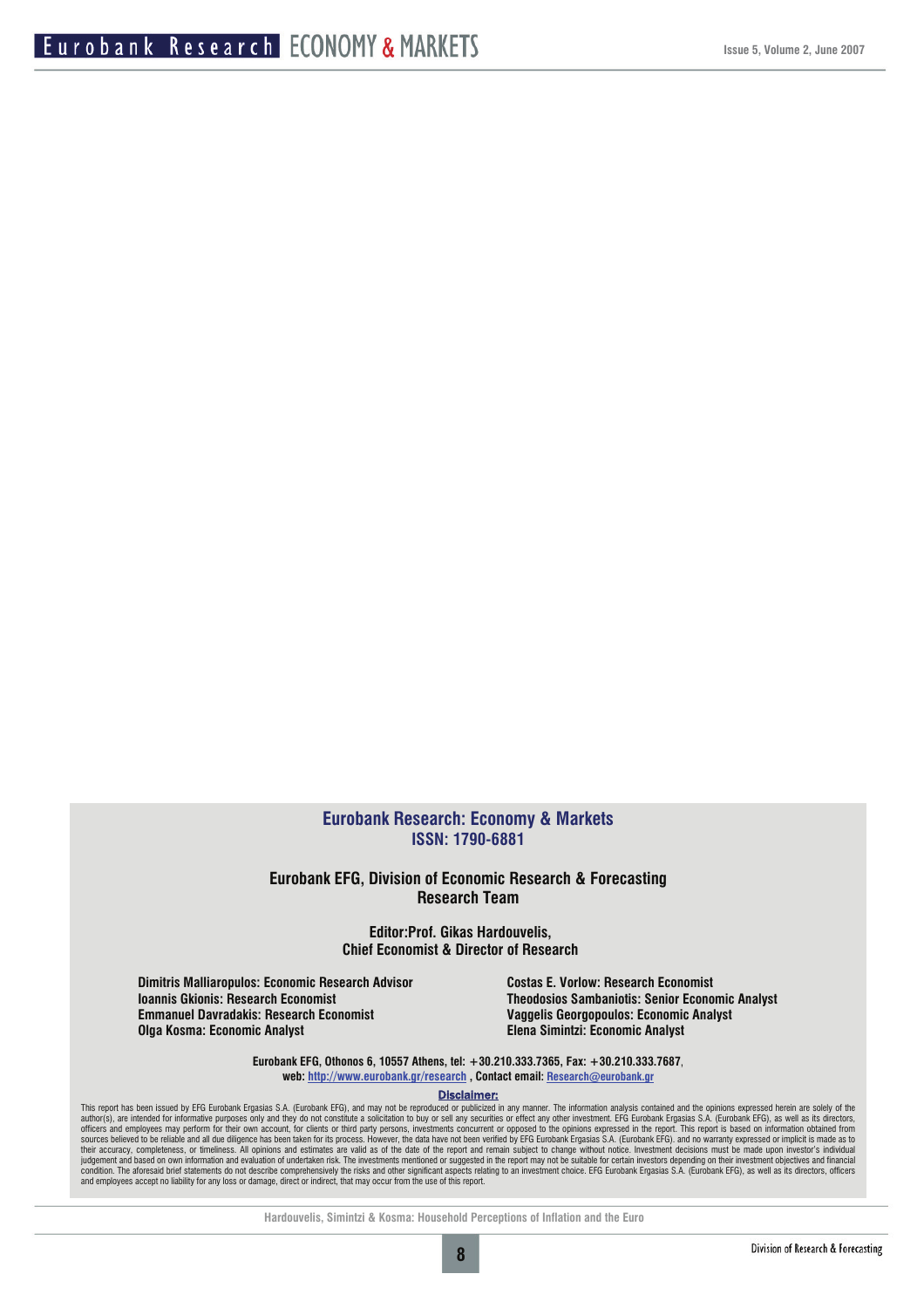**Eurobank Research: Economy & Markets**
**ISSN: 1790-6881**

**Eurobank EFG, Division of Economic Research & Forecasting**
**Research Team**

**Editor:Prof. Gikas Hardouvelis,**
**Chief Economist & Director of Research**

**Dimitris Malliaropulos: Economic Research Advisor**
**Ioannis Gkionis: Research Economist**
**Emmanuel Davradakis: Research Economist**
**Olga Kosma: Economic Analyst**
**Costas E. Vorlow: Research Economist**
**Theodosios Sambaniotis: Senior Economic Analyst**
**Vaggelis Georgopoulos: Economic Analyst**
**Elena Simintzi: Economic Analyst**

**Eurobank EFG, Othonos 6, 10557 Athens, tel: +30.210.333.7365, Fax: +30.210.333.7687,**
**web: http://www.eurobank.gr/research , Contact email: Research@eurobank.gr**

**Disclaimer:**

This report has been issued by EFG Eurobank Ergasias S.A. (Eurobank EFG), and may not be reproduced or publicized in any manner. The information analysis contained and the opinions expressed herein are solely of the author(s), are intended for informative purposes only and they do not constitute a solicitation to buy or sell any securities or effect any other investment. EFG Eurobank Ergasias S.A. (Eurobank EFG), as well as its directors, officers and employees may perform for their own account, for clients or third party persons, investments concurrent or opposed to the opinions expressed in the report. This report is based on information obtained from sources believed to be reliable and all due diligence has been taken for its process. However, the data have not been verified by EFG Eurobank Ergasias S.A. (Eurobank EFG). and no warranty expressed or implicit is made as to their accuracy, completeness, or timeliness. All opinions and estimates are valid as of the date of the report and remain subject to change without notice. Investment decisions must be made upon investor's individual judgement and based on own information and evaluation of undertaken risk. The investments mentioned or suggested in the report may not be suitable for certain investors depending on their investment objectives and financial condition. The aforesaid brief statements do not describe comprehensively the risks and other significant aspects relating to an investment choice. EFG Eurobank Ergasias S.A. (Eurobank EFG), as well as its directors, officers and employees accept no liability for any loss or damage, direct or indirect, that may occur from the use of this report.